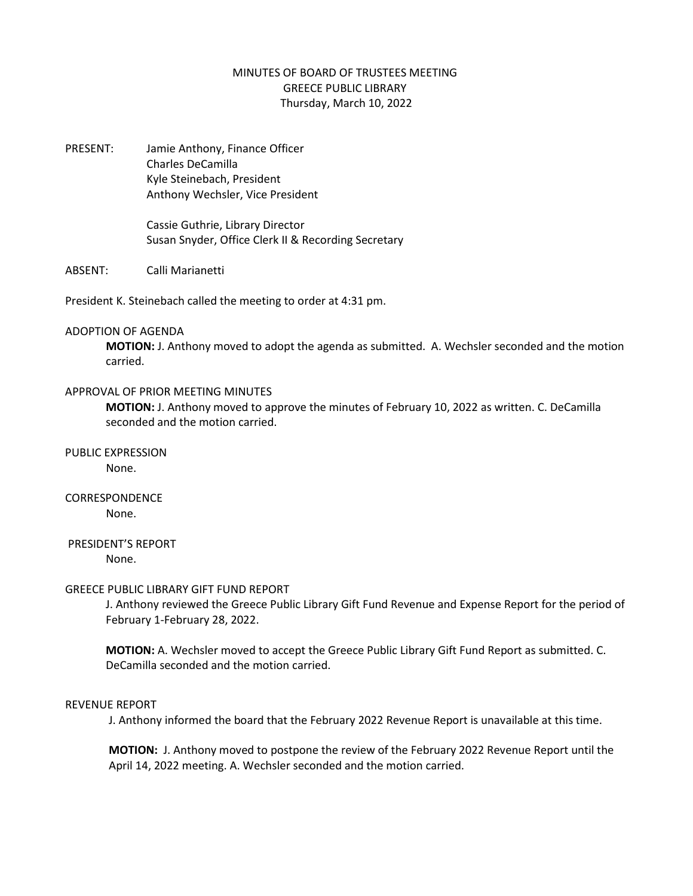# MINUTES OF BOARD OF TRUSTEES MEETING
## GREECE PUBLIC LIBRARY
### Thursday, March 10, 2022

PRESENT: Jamie Anthony, Finance Officer
Charles DeCamilla
Kyle Steinebach, President
Anthony Wechsler, Vice President

Cassie Guthrie, Library Director
Susan Snyder, Office Clerk II & Recording Secretary

ABSENT: Calli Marianetti

President K. Steinebach called the meeting to order at 4:31 pm.

ADOPTION OF AGENDA

**MOTION:** J. Anthony moved to adopt the agenda as submitted. A. Wechsler seconded and the motion carried.

APPROVAL OF PRIOR MEETING MINUTES

**MOTION:** J. Anthony moved to approve the minutes of February 10, 2022 as written. C. DeCamilla seconded and the motion carried.

PUBLIC EXPRESSION

None.

CORRESPONDENCE

None.

PRESIDENT'S REPORT

None.

GREECE PUBLIC LIBRARY GIFT FUND REPORT

J. Anthony reviewed the Greece Public Library Gift Fund Revenue and Expense Report for the period of February 1-February 28, 2022.

**MOTION:** A. Wechsler moved to accept the Greece Public Library Gift Fund Report as submitted. C. DeCamilla seconded and the motion carried.

REVENUE REPORT

J. Anthony informed the board that the February 2022 Revenue Report is unavailable at this time.

**MOTION:** J. Anthony moved to postpone the review of the February 2022 Revenue Report until the April 14, 2022 meeting. A. Wechsler seconded and the motion carried.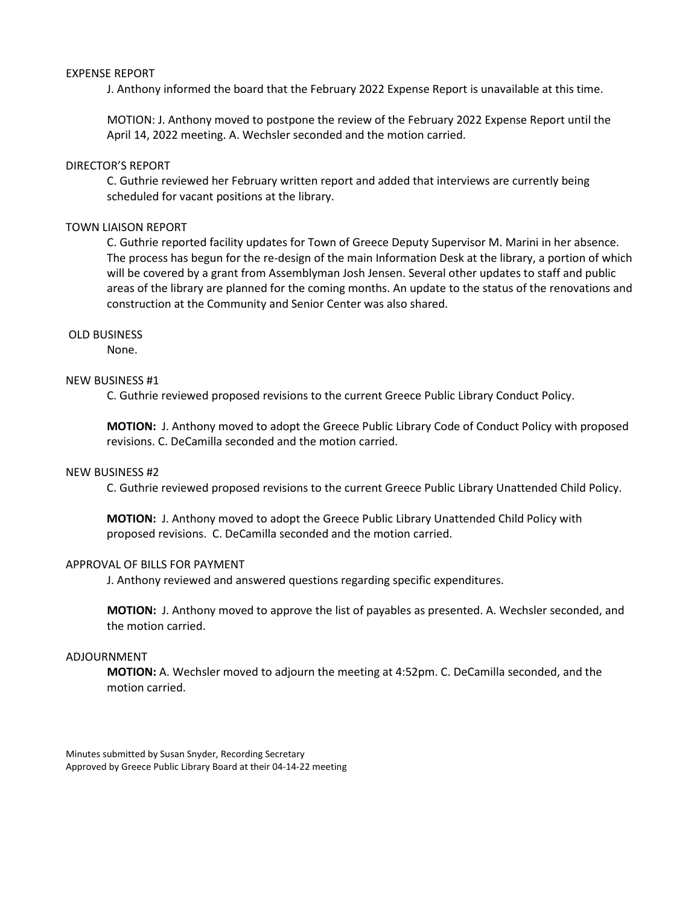EXPENSE REPORT

J. Anthony informed the board that the February 2022 Expense Report is unavailable at this time.

MOTION: J. Anthony moved to postpone the review of the February 2022 Expense Report until the April 14, 2022 meeting. A. Wechsler seconded and the motion carried.

DIRECTOR'S REPORT

C. Guthrie reviewed her February written report and added that interviews are currently being scheduled for vacant positions at the library.

TOWN LIAISON REPORT

C. Guthrie reported facility updates for Town of Greece Deputy Supervisor M. Marini in her absence. The process has begun for the re-design of the main Information Desk at the library, a portion of which will be covered by a grant from Assemblyman Josh Jensen. Several other updates to staff and public areas of the library are planned for the coming months. An update to the status of the renovations and construction at the Community and Senior Center was also shared.

OLD BUSINESS

None.

NEW BUSINESS #1

C. Guthrie reviewed proposed revisions to the current Greece Public Library Conduct Policy.

**MOTION:** J. Anthony moved to adopt the Greece Public Library Code of Conduct Policy with proposed revisions. C. DeCamilla seconded and the motion carried.

NEW BUSINESS #2

C. Guthrie reviewed proposed revisions to the current Greece Public Library Unattended Child Policy.

**MOTION:** J. Anthony moved to adopt the Greece Public Library Unattended Child Policy with proposed revisions. C. DeCamilla seconded and the motion carried.

APPROVAL OF BILLS FOR PAYMENT

J. Anthony reviewed and answered questions regarding specific expenditures.

**MOTION:** J. Anthony moved to approve the list of payables as presented. A. Wechsler seconded, and the motion carried.

ADJOURNMENT

**MOTION:** A. Wechsler moved to adjourn the meeting at 4:52pm. C. DeCamilla seconded, and the motion carried.

Minutes submitted by Susan Snyder, Recording Secretary
Approved by Greece Public Library Board at their 04-14-22 meeting